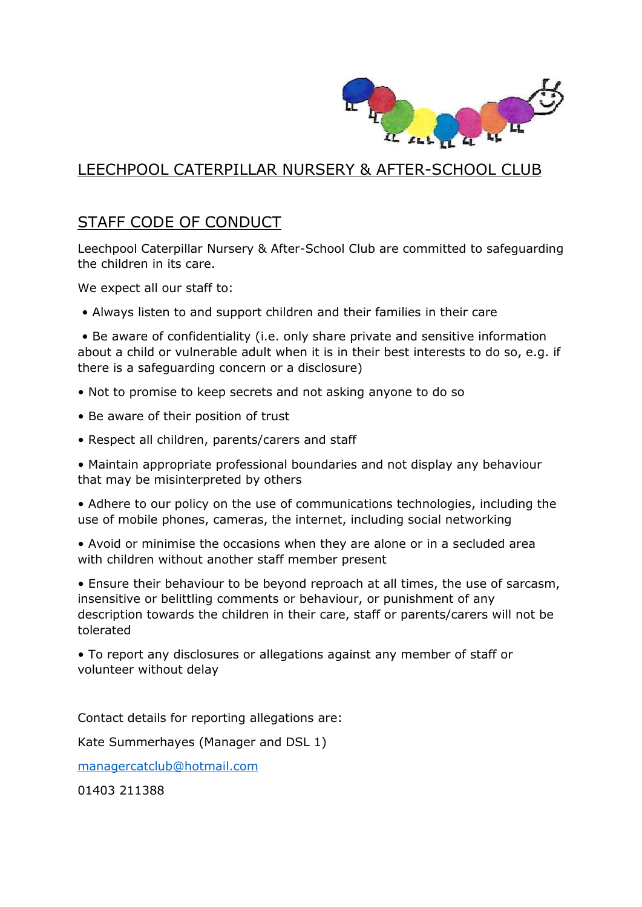# LEECHPOOL CATERPILLAR NURSERY & AFTER-SCHOOL CLUB

## STAFF CODE OF CONDUCT

Leechpool Caterpillar Nursery & After-School Club are committed to safeguarding the children in its care.

We expect all our staff to:

- Always listen to and support children and their families in their care
- Be aware of confidentiality (i.e. only share private and sensitive information about a child or vulnerable adult when it is in their best interests to do so, e.g. if there is a safeguarding concern or a disclosure)
- Not to promise to keep secrets and not asking anyone to do so
- Be aware of their position of trust
- Respect all children, parents/carers and staff
- Maintain appropriate professional boundaries and not display any behaviour that may be misinterpreted by others
- Adhere to our policy on the use of communications technologies, including the use of mobile phones, cameras, the internet, including social networking
- Avoid or minimise the occasions when they are alone or in a secluded area with children without another staff member present
- Ensure their behaviour to be beyond reproach at all times, the use of sarcasm, insensitive or belittling comments or behaviour, or punishment of any description towards the children in their care, staff or parents/carers will not be tolerated
- To report any disclosures or allegations against any member of staff or volunteer without delay

Contact details for reporting allegations are:

Kate Summerhayes (Manager and DSL 1)

managercatclub@hotmail.com

01403 211388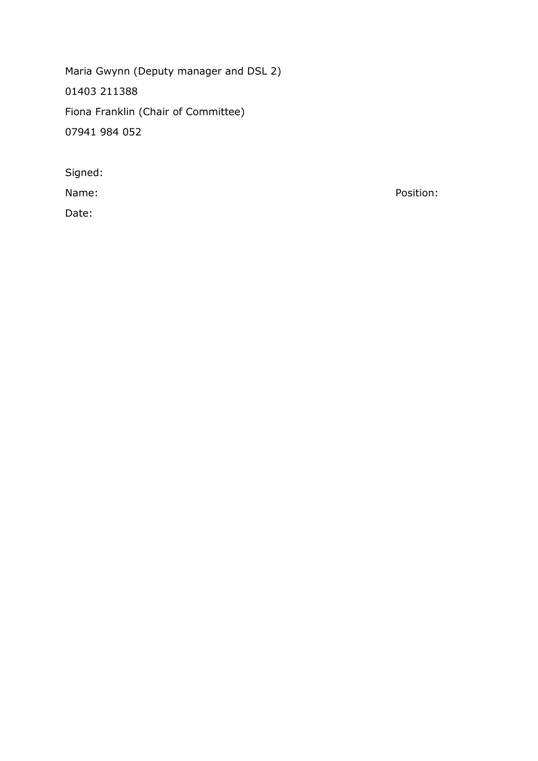Maria Gwynn (Deputy manager and DSL 2)

01403 211388

Fiona Franklin (Chair of Committee)

07941 984 052

Signed:

Name: Position:

Date: